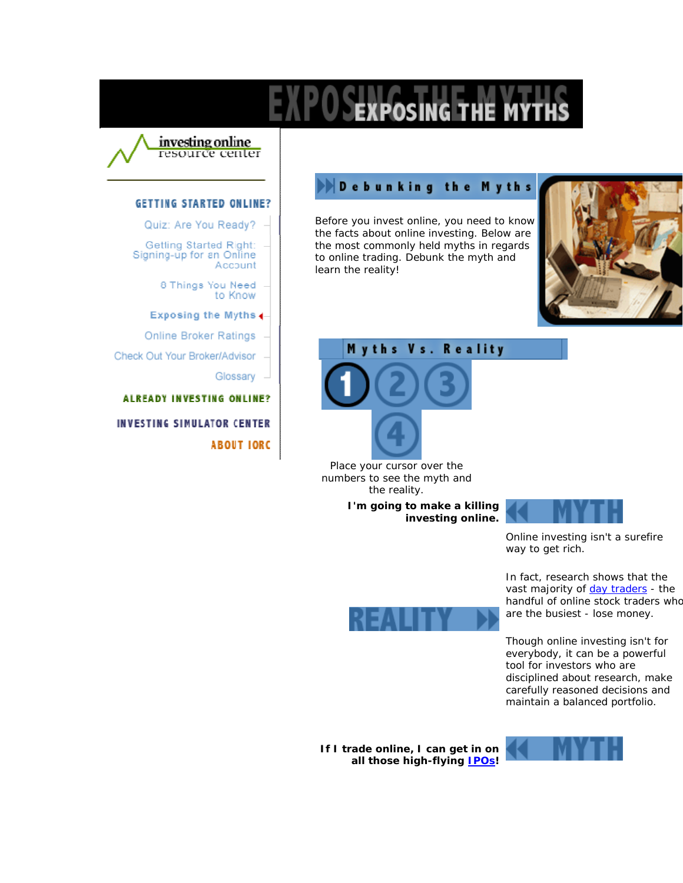# EXPOSING THE MYTHS

investing online resource center

**GETTING STARTED ONLINE?**

- Quiz: Are You Ready?
- Getting Started Right: Signing-up for an Online Account
- 8 Things You Need to Know
- Exposing the Myths
- Online Broker Ratings
- Check Out Your Broker/Advisor
- Glossary

**ALREADY INVESTING ONLINE?**

**INVESTING SIMULATOR CENTER**

**ABOUT IORC**

## Debunking the Myths

Before you invest online, you need to know the facts about online investing. Below are the most commonly held myths in regards to online trading. Debunk the myth and learn the reality!

## Myths Vs. Reality

1 2 3 4

Place your cursor over the numbers to see the myth and the reality.

**I'm going to make a killing investing online.**

MYTH

Online investing isn't a surefire way to get rich.

REALITY

In fact, research shows that the vast majority of day traders - the handful of online stock traders who are the busiest - lose money.

Though online investing isn't for everybody, it can be a powerful tool for investors who are disciplined about research, make carefully reasoned decisions and maintain a balanced portfolio.

**If I trade online, I can get in on all those high-flying IPOs!**

MYTH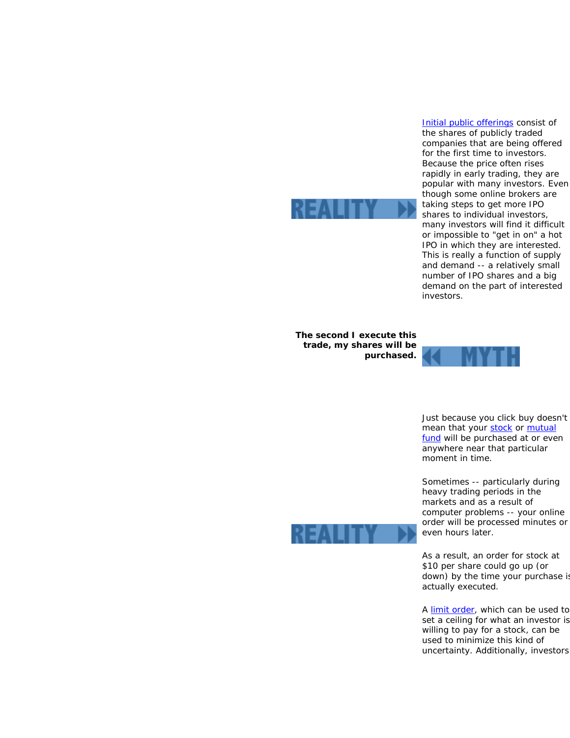**REALITY**

Initial public offerings consist of the shares of publicly traded companies that are being offered for the first time to investors. Because the price often rises rapidly in early trading, they are popular with many investors. Even though some online brokers are taking steps to get more IPO shares to individual investors, many investors will find it difficult or impossible to "get in on" a hot IPO in which they are interested. This is really a function of supply and demand -- a relatively small number of IPO shares and a big demand on the part of interested investors.

**The second I execute this trade, my shares will be purchased.**

**MYTH**

**REALITY**

Just because you click buy doesn't mean that your stock or mutual fund will be purchased at or even anywhere near that particular moment in time.

Sometimes -- particularly during heavy trading periods in the markets and as a result of computer problems -- your online order will be processed minutes or even hours later.

As a result, an order for stock at $10 per share could go up (or down) by the time your purchase is actually executed.

A limit order, which can be used to set a ceiling for what an investor is willing to pay for a stock, can be used to minimize this kind of uncertainty. Additionally, investors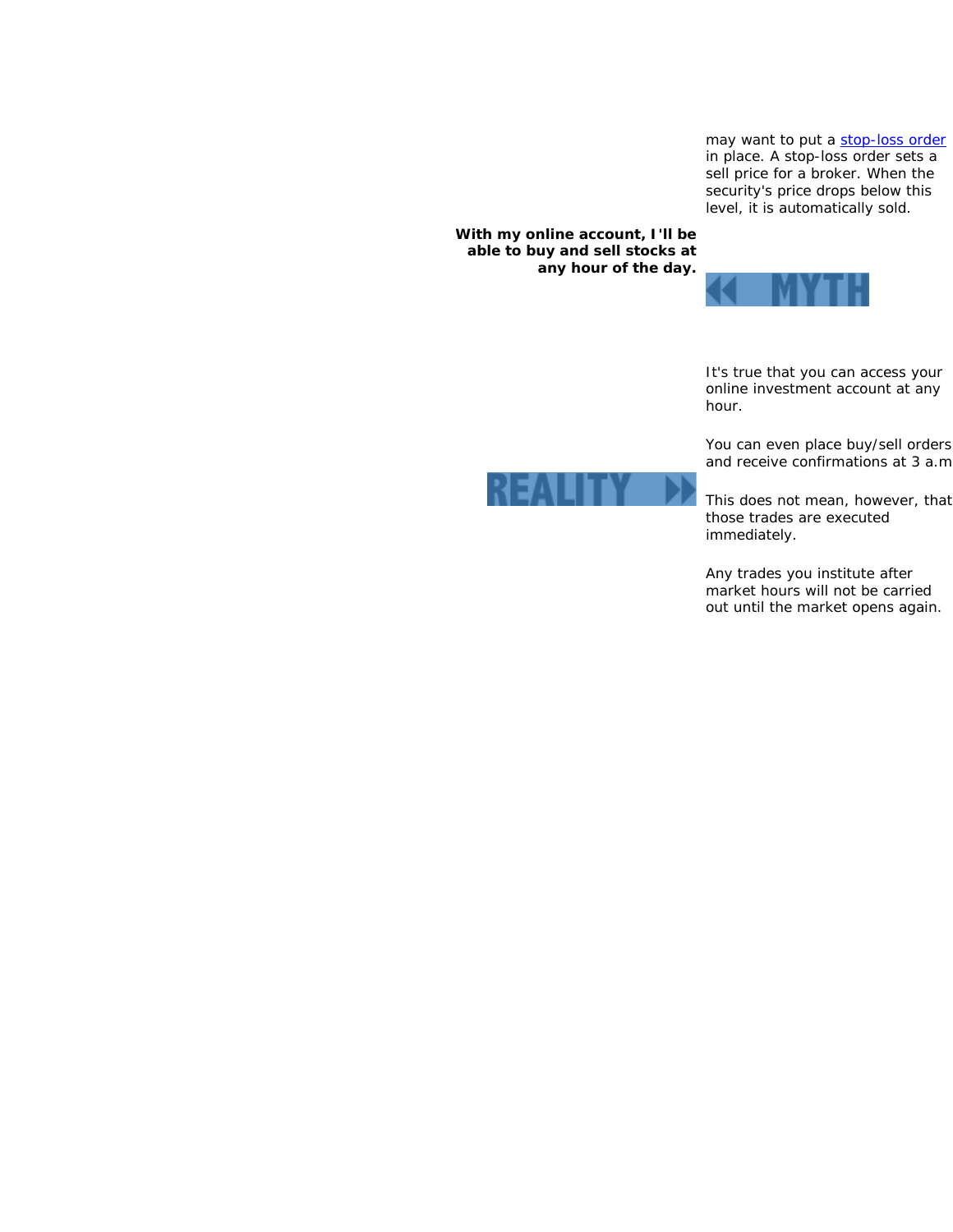may want to put a stop-loss order in place. A stop-loss order sets a sell price for a broker. When the security's price drops below this level, it is automatically sold.

**With my online account, I'll be able to buy and sell stocks at any hour of the day.**

MYTH

REALITY

It's true that you can access your online investment account at any hour.

You can even place buy/sell orders and receive confirmations at 3 a.m

This does not mean, however, that those trades are executed immediately.

Any trades you institute after market hours will not be carried out until the market opens again.